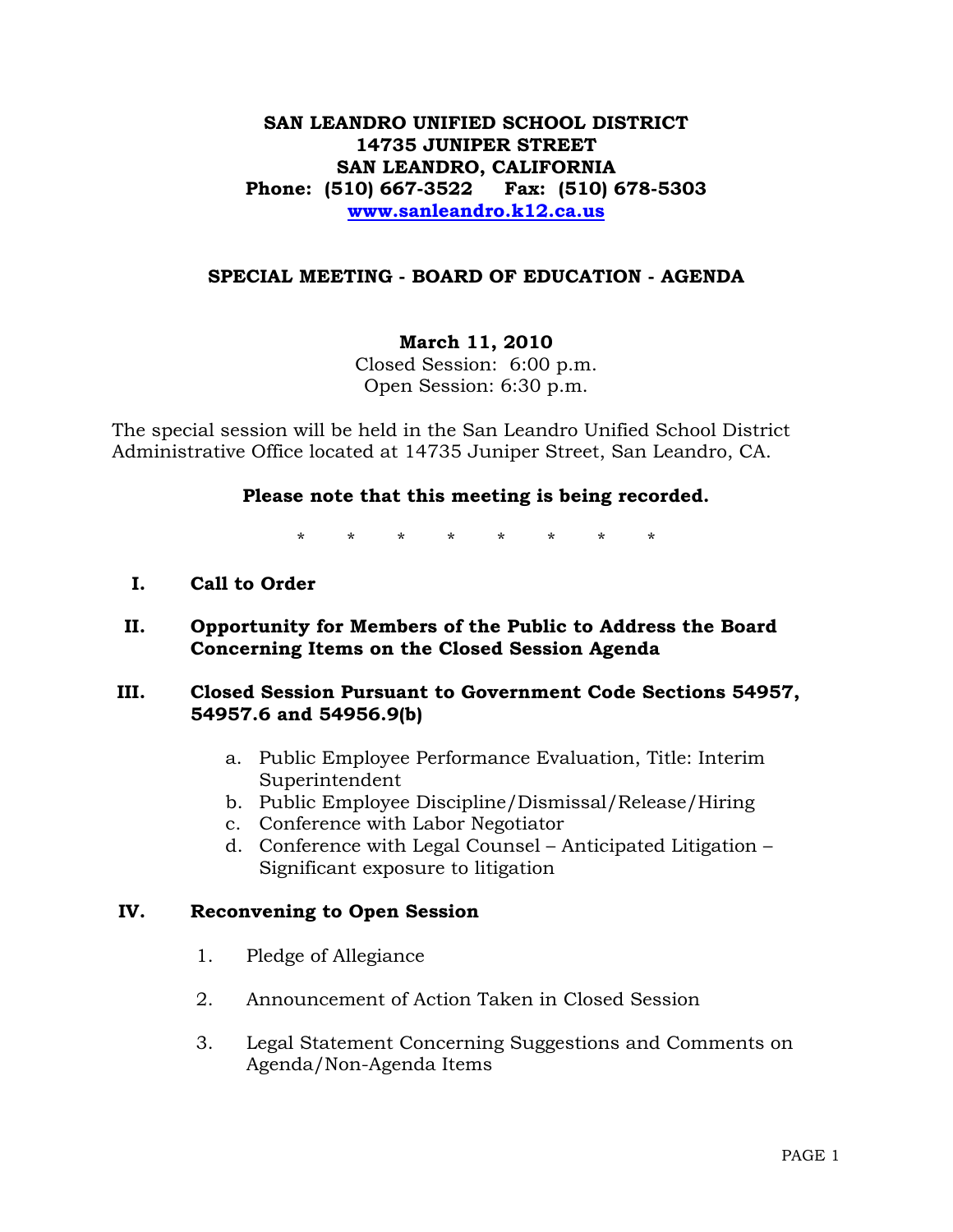**SAN LEANDRO UNIFIED SCHOOL DISTRICT**
**14735 JUNIPER STREET**
**SAN LEANDRO, CALIFORNIA**
**Phone: (510) 667-3522 Fax: (510) 678-5303**
**www.sanleandro.k12.ca.us**

## SPECIAL MEETING - BOARD OF EDUCATION - AGENDA

**March 11, 2010**
Closed Session: 6:00 p.m.
Open Session: 6:30 p.m.

The special session will be held in the San Leandro Unified School District Administrative Office located at 14735 Juniper Street, San Leandro, CA.

**Please note that this meeting is being recorded.**

\* \* \* \* \* \* \* \*

**I. Call to Order**

**II. Opportunity for Members of the Public to Address the Board Concerning Items on the Closed Session Agenda**

**III. Closed Session Pursuant to Government Code Sections 54957, 54957.6 and 54956.9(b)**

a. Public Employee Performance Evaluation, Title: Interim Superintendent
b. Public Employee Discipline/Dismissal/Release/Hiring
c. Conference with Labor Negotiator
d. Conference with Legal Counsel – Anticipated Litigation – Significant exposure to litigation

**IV. Reconvening to Open Session**

1. Pledge of Allegiance
2. Announcement of Action Taken in Closed Session
3. Legal Statement Concerning Suggestions and Comments on Agenda/Non-Agenda Items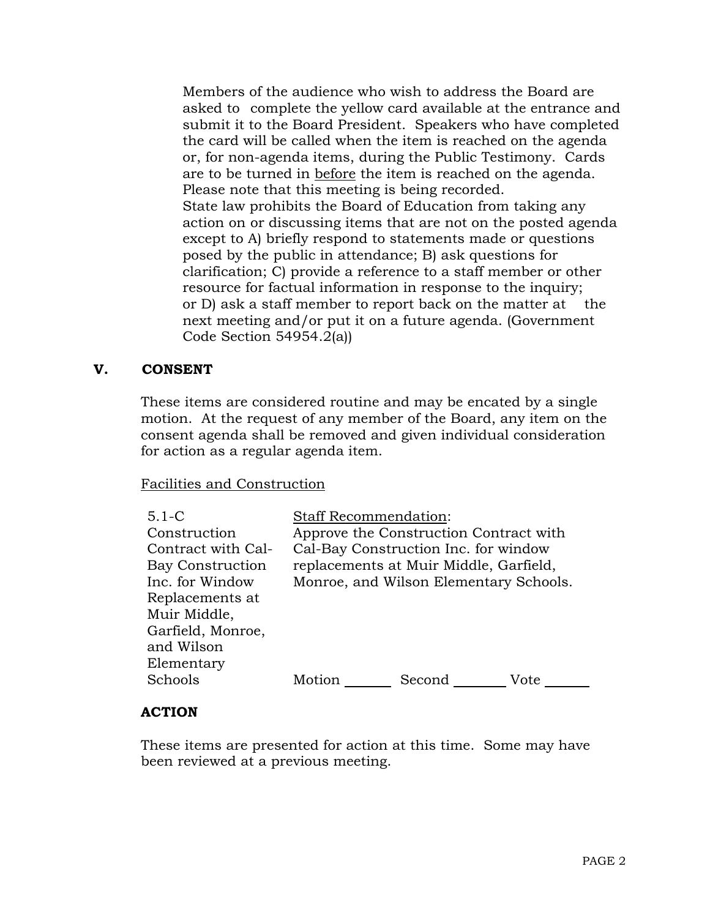Members of the audience who wish to address the Board are asked to complete the yellow card available at the entrance and submit it to the Board President. Speakers who have completed the card will be called when the item is reached on the agenda or, for non-agenda items, during the Public Testimony. Cards are to be turned in before the item is reached on the agenda. Please note that this meeting is being recorded.
State law prohibits the Board of Education from taking any action on or discussing items that are not on the posted agenda except to A) briefly respond to statements made or questions posed by the public in attendance; B) ask questions for clarification; C) provide a reference to a staff member or other resource for factual information in response to the inquiry; or D) ask a staff member to report back on the matter at the next meeting and/or put it on a future agenda. (Government Code Section 54954.2(a))

## V. CONSENT

These items are considered routine and may be encated by a single motion. At the request of any member of the Board, any item on the consent agenda shall be removed and given individual consideration for action as a regular agenda item.

Facilities and Construction

| | |
|---|---|
| 5.1-C Construction Contract with Cal-Bay Construction Inc. for Window Replacements at Muir Middle, Garfield, Monroe, and Wilson Elementary Schools | Staff Recommendation: Approve the Construction Contract with Cal-Bay Construction Inc. for window replacements at Muir Middle, Garfield, Monroe, and Wilson Elementary Schools. |
| | Motion _______ Second _______ Vote _______ |

### ACTION

These items are presented for action at this time. Some may have been reviewed at a previous meeting.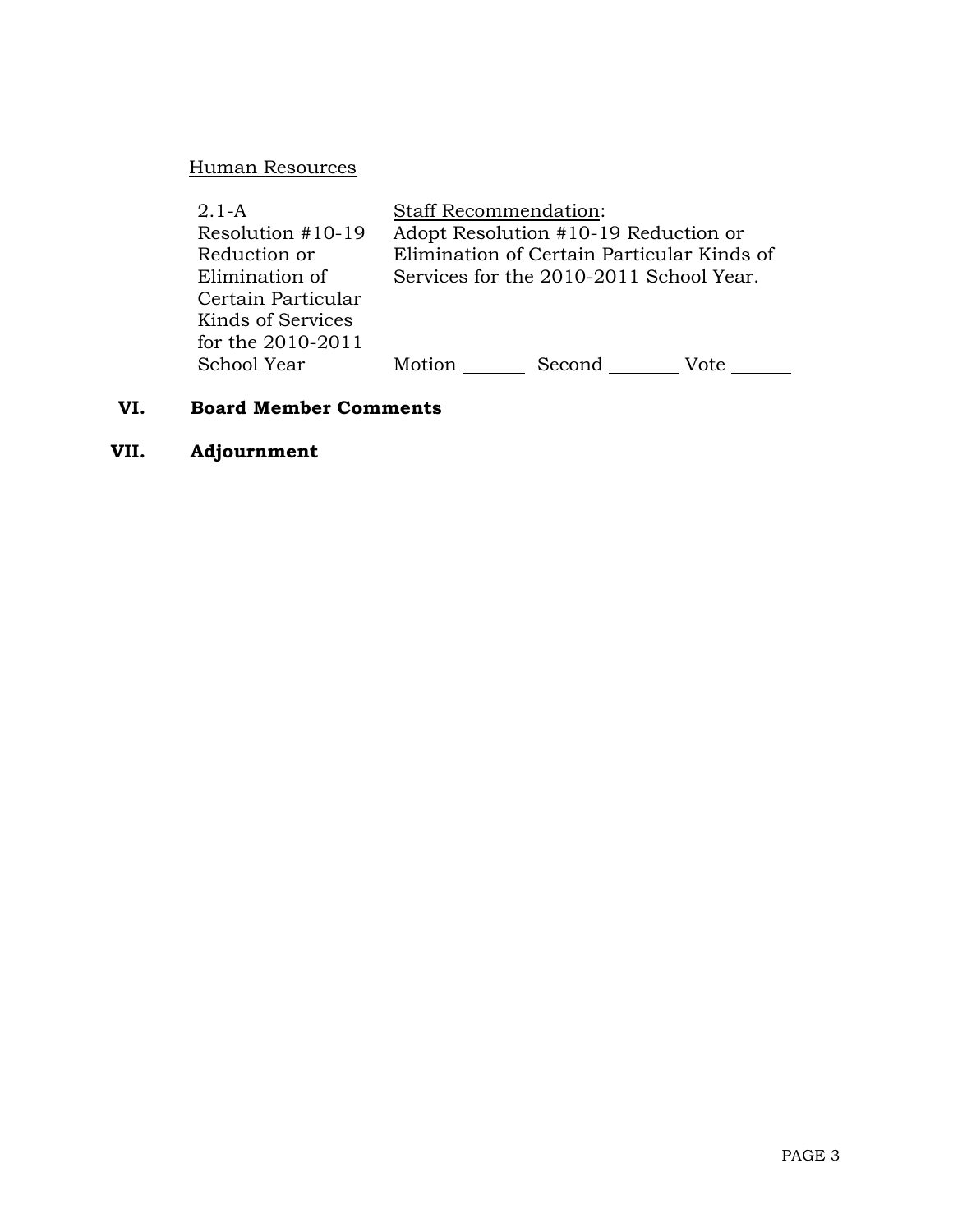Human Resources

| | |
|---|---|
| 2.1-A<br>Resolution #10-19<br>Reduction or Elimination of Certain Particular Kinds of Services for the 2010-2011 School Year | Staff Recommendation:<br>Adopt Resolution #10-19 Reduction or Elimination of Certain Particular Kinds of Services for the 2010-2011 School Year.<br><br>Motion _______ Second _______ Vote _______ |

## VI. Board Member Comments

## VII. Adjournment